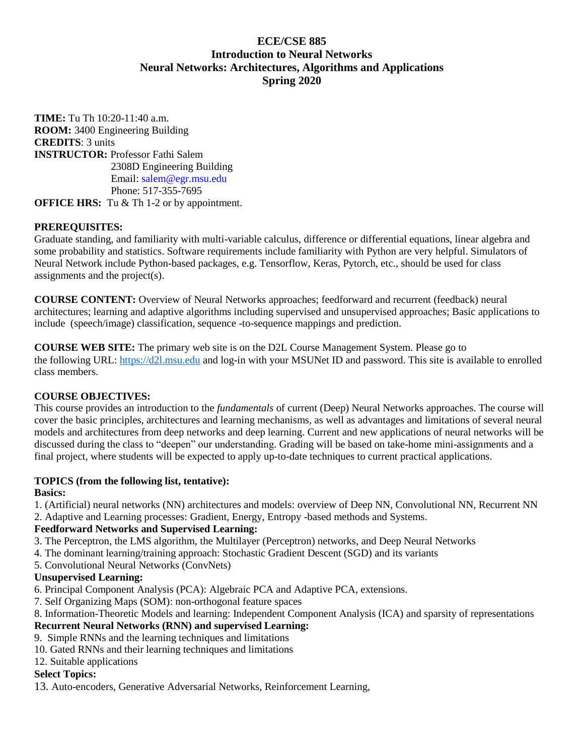# ECE/CSE 885
## Introduction to Neural Networks
## Neural Networks: Architectures, Algorithms and Applications
## Spring 2020

**TIME:** Tu Th 10:20-11:40 a.m.
**ROOM:** 3400 Engineering Building
**CREDITS**: 3 units
**INSTRUCTOR:** Professor Fathi Salem
2308D Engineering Building
Email: salem@egr.msu.edu
Phone: 517-355-7695
**OFFICE HRS:** Tu & Th 1-2 or by appointment.

**PREREQUISITES:**
Graduate standing, and familiarity with multi-variable calculus, difference or differential equations, linear algebra and some probability and statistics. Software requirements include familiarity with Python are very helpful. Simulators of Neural Network include Python-based packages, e.g. Tensorflow, Keras, Pytorch, etc., should be used for class assignments and the project(s).

**COURSE CONTENT:** Overview of Neural Networks approaches; feedforward and recurrent (feedback) neural architectures; learning and adaptive algorithms including supervised and unsupervised approaches; Basic applications to include (speech/image) classification, sequence -to-sequence mappings and prediction.

**COURSE WEB SITE:** The primary web site is on the D2L Course Management System. Please go to the following URL: https://d2l.msu.edu and log-in with your MSUNet ID and password. This site is available to enrolled class members.

**COURSE OBJECTIVES:**
This course provides an introduction to the *fundamentals* of current (Deep) Neural Networks approaches. The course will cover the basic principles, architectures and learning mechanisms, as well as advantages and limitations of several neural models and architectures from deep networks and deep learning. Current and new applications of neural networks will be discussed during the class to "deepen" our understanding. Grading will be based on take-home mini-assignments and a final project, where students will be expected to apply up-to-date techniques to current practical applications.

**TOPICS (from the following list, tentative):**
**Basics:**
1. (Artificial) neural networks (NN) architectures and models: overview of Deep NN, Convolutional NN, Recurrent NN
2. Adaptive and Learning processes: Gradient, Energy, Entropy -based methods and Systems.

**Feedforward Networks and Supervised Learning:**
3. The Perceptron, the LMS algorithm, the Multilayer (Perceptron) networks, and Deep Neural Networks
4. The dominant learning/training approach: Stochastic Gradient Descent (SGD) and its variants
5. Convolutional Neural Networks (ConvNets)

**Unsupervised Learning:**
6. Principal Component Analysis (PCA): Algebraic PCA and Adaptive PCA, extensions.
7. Self Organizing Maps (SOM): non-orthogonal feature spaces
8. Information-Theoretic Models and learning: Independent Component Analysis (ICA) and sparsity of representations

**Recurrent Neural Networks (RNN) and supervised Learning:**
9. Simple RNNs and the learning techniques and limitations
10. Gated RNNs and their learning techniques and limitations
12. Suitable applications

**Select Topics:**
13. Auto-encoders, Generative Adversarial Networks, Reinforcement Learning,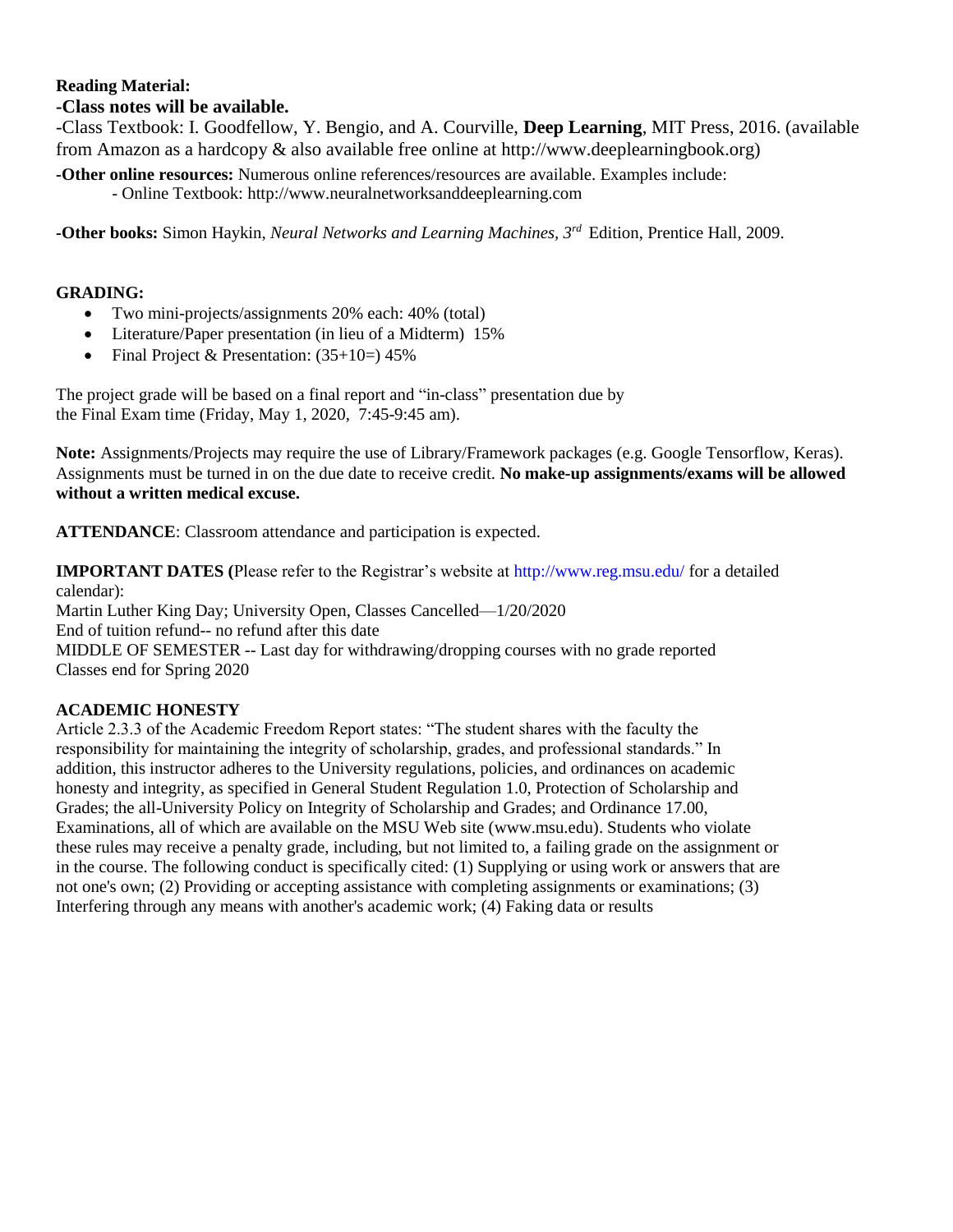**Reading Material:**

**-Class notes will be available.**

-Class Textbook: I. Goodfellow, Y. Bengio, and A. Courville, **Deep Learning**, MIT Press, 2016. (available from Amazon as a hardcopy & also available free online at http://www.deeplearningbook.org)

-**Other online resources:** Numerous online references/resources are available. Examples include:

- Online Textbook: http://www.neuralnetworksanddeeplearning.com

-**Other books:** Simon Haykin, *Neural Networks and Learning Machines*, 3rd Edition, Prentice Hall, 2009.

**GRADING:**

- Two mini-projects/assignments 20% each: 40% (total)
- Literature/Paper presentation (in lieu of a Midterm) 15%
- Final Project & Presentation: (35+10=) 45%

The project grade will be based on a final report and "in-class" presentation due by the Final Exam time (Friday, May 1, 2020, 7:45-9:45 am).

**Note:** Assignments/Projects may require the use of Library/Framework packages (e.g. Google Tensorflow, Keras). Assignments must be turned in on the due date to receive credit. **No make-up assignments/exams will be allowed without a written medical excuse.**

**ATTENDANCE**: Classroom attendance and participation is expected.

**IMPORTANT DATES (**Please refer to the Registrar's website at http://www.reg.msu.edu/ for a detailed calendar):

Martin Luther King Day; University Open, Classes Cancelled—1/20/2020

End of tuition refund-- no refund after this date

MIDDLE OF SEMESTER -- Last day for withdrawing/dropping courses with no grade reported

Classes end for Spring 2020

**ACADEMIC HONESTY**

Article 2.3.3 of the Academic Freedom Report states: "The student shares with the faculty the responsibility for maintaining the integrity of scholarship, grades, and professional standards." In addition, this instructor adheres to the University regulations, policies, and ordinances on academic honesty and integrity, as specified in General Student Regulation 1.0, Protection of Scholarship and Grades; the all-University Policy on Integrity of Scholarship and Grades; and Ordinance 17.00, Examinations, all of which are available on the MSU Web site (www.msu.edu). Students who violate these rules may receive a penalty grade, including, but not limited to, a failing grade on the assignment or in the course. The following conduct is specifically cited: (1) Supplying or using work or answers that are not one's own; (2) Providing or accepting assistance with completing assignments or examinations; (3) Interfering through any means with another's academic work; (4) Faking data or results